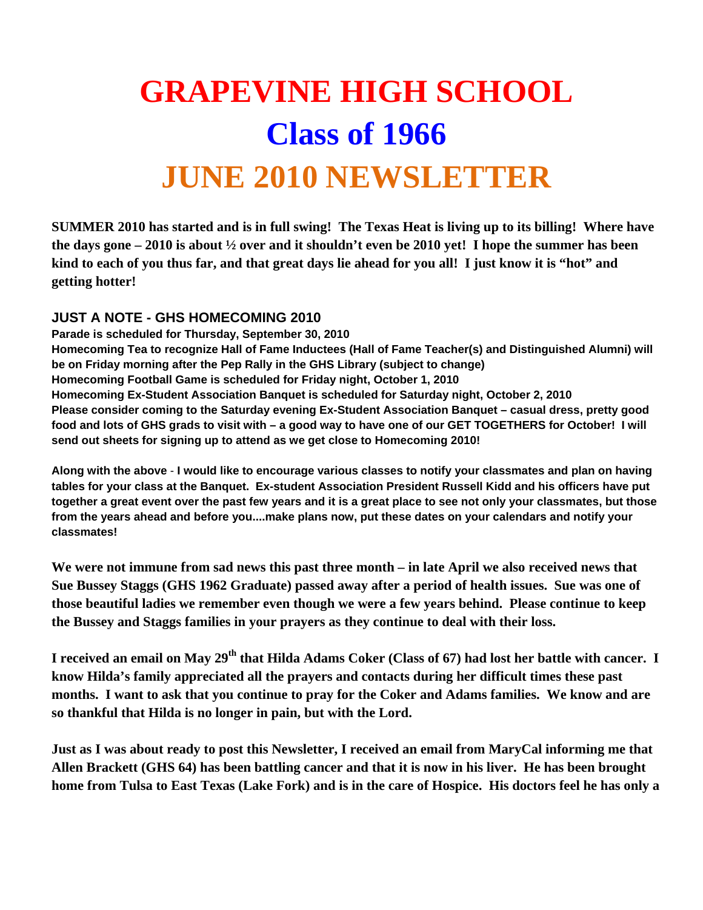# GRAPEVINE HIGH SCHOOL

# Class of 1966

# JUNE 2010 NEWSLETTER

**SUMMER 2010 has started and is in full swing! The Texas Heat is living up to its billing! Where have the days gone – 2010 is about ½ over and it shouldn't even be 2010 yet! I hope the summer has been kind to each of you thus far, and that great days lie ahead for you all! I just know it is "hot" and getting hotter!**

## JUST A NOTE - GHS HOMECOMING 2010

**Parade is scheduled for Thursday, September 30, 2010**
**Homecoming Tea to recognize Hall of Fame Inductees (Hall of Fame Teacher(s) and Distinguished Alumni) will be on Friday morning after the Pep Rally in the GHS Library (subject to change)**
**Homecoming Football Game is scheduled for Friday night, October 1, 2010**
**Homecoming Ex-Student Association Banquet is scheduled for Saturday night, October 2, 2010**
**Please consider coming to the Saturday evening Ex-Student Association Banquet – casual dress, pretty good food and lots of GHS grads to visit with – a good way to have one of our GET TOGETHERS for October! I will send out sheets for signing up to attend as we get close to Homecoming 2010!**

**Along with the above - I would like to encourage various classes to notify your classmates and plan on having tables for your class at the Banquet. Ex-student Association President Russell Kidd and his officers have put together a great event over the past few years and it is a great place to see not only your classmates, but those from the years ahead and before you....make plans now, put these dates on your calendars and notify your classmates!**

**We were not immune from sad news this past three month – in late April we also received news that Sue Bussey Staggs (GHS 1962 Graduate) passed away after a period of health issues. Sue was one of those beautiful ladies we remember even though we were a few years behind. Please continue to keep the Bussey and Staggs families in your prayers as they continue to deal with their loss.**

**I received an email on May 29th that Hilda Adams Coker (Class of 67) had lost her battle with cancer. I know Hilda's family appreciated all the prayers and contacts during her difficult times these past months. I want to ask that you continue to pray for the Coker and Adams families. We know and are so thankful that Hilda is no longer in pain, but with the Lord.**

**Just as I was about ready to post this Newsletter, I received an email from MaryCal informing me that Allen Brackett (GHS 64) has been battling cancer and that it is now in his liver. He has been brought home from Tulsa to East Texas (Lake Fork) and is in the care of Hospice. His doctors feel he has only a**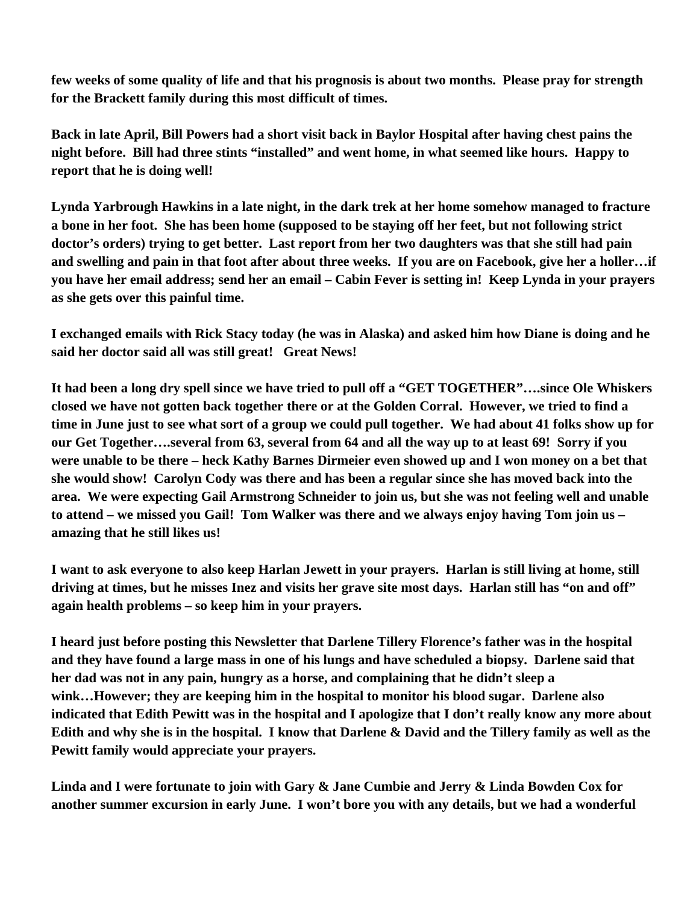**few weeks of some quality of life and that his prognosis is about two months. Please pray for strength for the Brackett family during this most difficult of times.**

**Back in late April, Bill Powers had a short visit back in Baylor Hospital after having chest pains the night before. Bill had three stints "installed" and went home, in what seemed like hours. Happy to report that he is doing well!**

**Lynda Yarbrough Hawkins in a late night, in the dark trek at her home somehow managed to fracture a bone in her foot. She has been home (supposed to be staying off her feet, but not following strict doctor's orders) trying to get better. Last report from her two daughters was that she still had pain and swelling and pain in that foot after about three weeks. If you are on Facebook, give her a holler…if you have her email address; send her an email – Cabin Fever is setting in! Keep Lynda in your prayers as she gets over this painful time.**

**I exchanged emails with Rick Stacy today (he was in Alaska) and asked him how Diane is doing and he said her doctor said all was still great! Great News!**

**It had been a long dry spell since we have tried to pull off a "GET TOGETHER"….since Ole Whiskers closed we have not gotten back together there or at the Golden Corral. However, we tried to find a time in June just to see what sort of a group we could pull together. We had about 41 folks show up for our Get Together….several from 63, several from 64 and all the way up to at least 69! Sorry if you were unable to be there – heck Kathy Barnes Dirmeier even showed up and I won money on a bet that she would show! Carolyn Cody was there and has been a regular since she has moved back into the area. We were expecting Gail Armstrong Schneider to join us, but she was not feeling well and unable to attend – we missed you Gail! Tom Walker was there and we always enjoy having Tom join us – amazing that he still likes us!**

**I want to ask everyone to also keep Harlan Jewett in your prayers. Harlan is still living at home, still driving at times, but he misses Inez and visits her grave site most days. Harlan still has "on and off" again health problems – so keep him in your prayers.**

**I heard just before posting this Newsletter that Darlene Tillery Florence's father was in the hospital and they have found a large mass in one of his lungs and have scheduled a biopsy. Darlene said that her dad was not in any pain, hungry as a horse, and complaining that he didn't sleep a wink…However; they are keeping him in the hospital to monitor his blood sugar. Darlene also indicated that Edith Pewitt was in the hospital and I apologize that I don't really know any more about Edith and why she is in the hospital. I know that Darlene & David and the Tillery family as well as the Pewitt family would appreciate your prayers.**

**Linda and I were fortunate to join with Gary & Jane Cumbie and Jerry & Linda Bowden Cox for another summer excursion in early June. I won't bore you with any details, but we had a wonderful**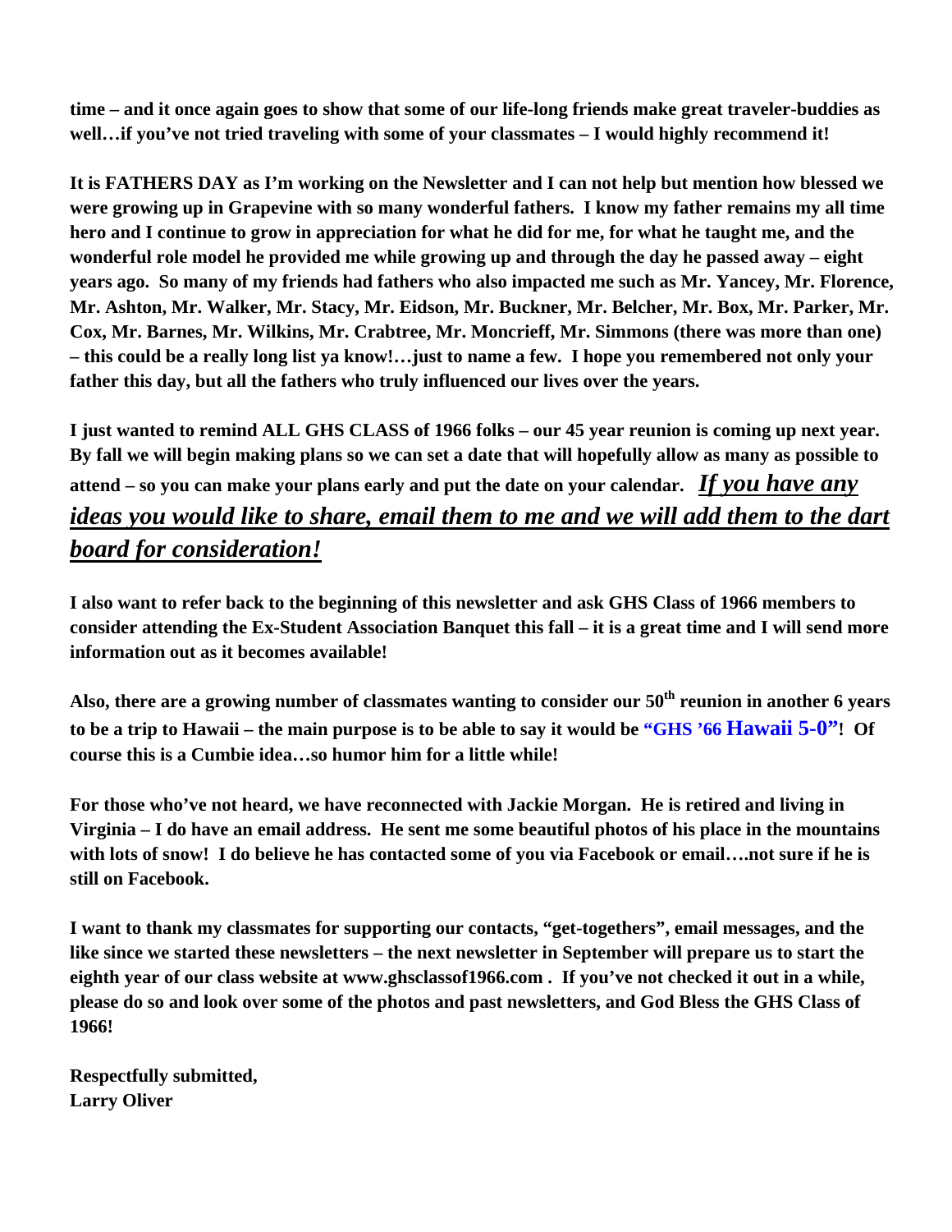**time – and it once again goes to show that some of our life-long friends make great traveler-buddies as well…if you've not tried traveling with some of your classmates – I would highly recommend it!**

**It is FATHERS DAY as I'm working on the Newsletter and I can not help but mention how blessed we were growing up in Grapevine with so many wonderful fathers. I know my father remains my all time hero and I continue to grow in appreciation for what he did for me, for what he taught me, and the wonderful role model he provided me while growing up and through the day he passed away – eight years ago. So many of my friends had fathers who also impacted me such as Mr. Yancey, Mr. Florence, Mr. Ashton, Mr. Walker, Mr. Stacy, Mr. Eidson, Mr. Buckner, Mr. Belcher, Mr. Box, Mr. Parker, Mr. Cox, Mr. Barnes, Mr. Wilkins, Mr. Crabtree, Mr. Moncrieff, Mr. Simmons (there was more than one) – this could be a really long list ya know!…just to name a few. I hope you remembered not only your father this day, but all the fathers who truly influenced our lives over the years.**

**I just wanted to remind ALL GHS CLASS of 1966 folks – our 45 year reunion is coming up next year. By fall we will begin making plans so we can set a date that will hopefully allow as many as possible to attend – so you can make your plans early and put the date on your calendar.** ***If you have any ideas you would like to share, email them to me and we will add them to the dart board for consideration!***

**I also want to refer back to the beginning of this newsletter and ask GHS Class of 1966 members to consider attending the Ex-Student Association Banquet this fall – it is a great time and I will send more information out as it becomes available!**

**Also, there are a growing number of classmates wanting to consider our 50th reunion in another 6 years to be a trip to Hawaii – the main purpose is to be able to say it would be "GHS '66 Hawaii 5-0"! Of course this is a Cumbie idea…so humor him for a little while!**

**For those who've not heard, we have reconnected with Jackie Morgan. He is retired and living in Virginia – I do have an email address. He sent me some beautiful photos of his place in the mountains with lots of snow! I do believe he has contacted some of you via Facebook or email….not sure if he is still on Facebook.**

**I want to thank my classmates for supporting our contacts, "get-togethers", email messages, and the like since we started these newsletters – the next newsletter in September will prepare us to start the eighth year of our class website at www.ghsclassof1966.com . If you've not checked it out in a while, please do so and look over some of the photos and past newsletters, and God Bless the GHS Class of 1966!**

**Respectfully submitted,**
**Larry Oliver**